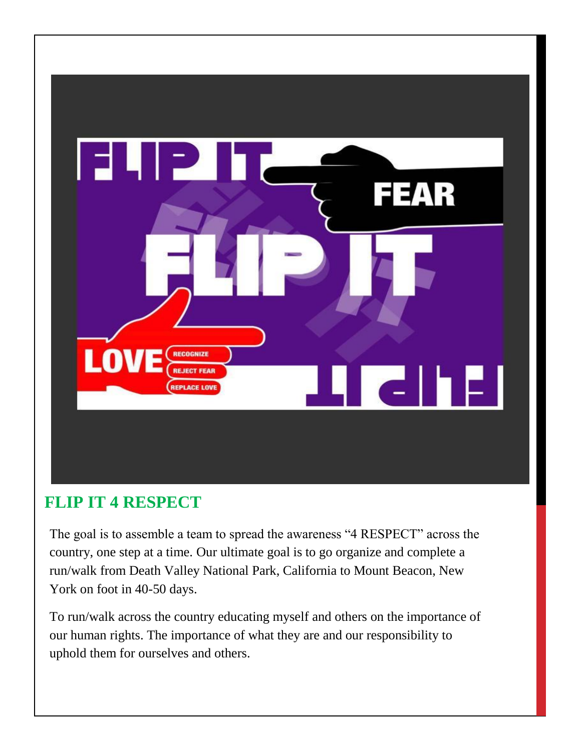## FLIP IT 4 RESPECT

The goal is to assemble a team to spread the awareness "4 RESPECT" across the country, one step at a time. Our ultimate goal is to go organize and complete a run/walk from Death Valley National Park, California to Mount Beacon, New York on foot in 40-50 days.

To run/walk across the country educating myself and others on the importance of our human rights. The importance of what they are and our responsibility to uphold them for ourselves and others.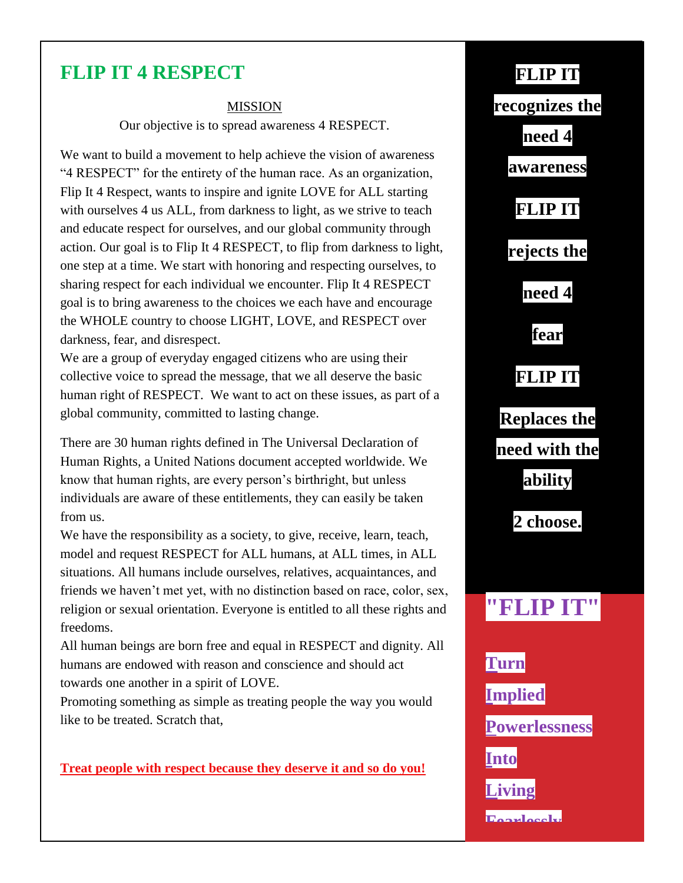# FLIP IT 4 RESPECT

MISSION

Our objective is to spread awareness 4 RESPECT.

We want to build a movement to help achieve the vision of awareness "4 RESPECT" for the entirety of the human race. As an organization, Flip It 4 Respect, wants to inspire and ignite LOVE for ALL starting with ourselves 4 us ALL, from darkness to light, as we strive to teach and educate respect for ourselves, and our global community through action. Our goal is to Flip It 4 RESPECT, to flip from darkness to light, one step at a time. We start with honoring and respecting ourselves, to sharing respect for each individual we encounter. Flip It 4 RESPECT goal is to bring awareness to the choices we each have and encourage the WHOLE country to choose LIGHT, LOVE, and RESPECT over darkness, fear, and disrespect.

We are a group of everyday engaged citizens who are using their collective voice to spread the message, that we all deserve the basic human right of RESPECT. We want to act on these issues, as part of a global community, committed to lasting change.

There are 30 human rights defined in The Universal Declaration of Human Rights, a United Nations document accepted worldwide. We know that human rights, are every person's birthright, but unless individuals are aware of these entitlements, they can easily be taken from us.

We have the responsibility as a society, to give, receive, learn, teach, model and request RESPECT for ALL humans, at ALL times, in ALL situations. All humans include ourselves, relatives, acquaintances, and friends we haven't met yet, with no distinction based on race, color, sex, religion or sexual orientation. Everyone is entitled to all these rights and freedoms.

All human beings are born free and equal in RESPECT and dignity. All humans are endowed with reason and conscience and should act towards one another in a spirit of LOVE.

Promoting something as simple as treating people the way you would like to be treated. Scratch that,

**Treat people with respect because they deserve it and so do you!**

**FLIP IT recognizes the need 4 awareness**

**FLIP IT rejects the need 4 fear**

**FLIP IT Replaces the need with the ability 2 choose.**

## "FLIP IT"

**T**urn
**I**mplied
**P**owerlessness
**I**nto
**L**iving
**F**earlessly